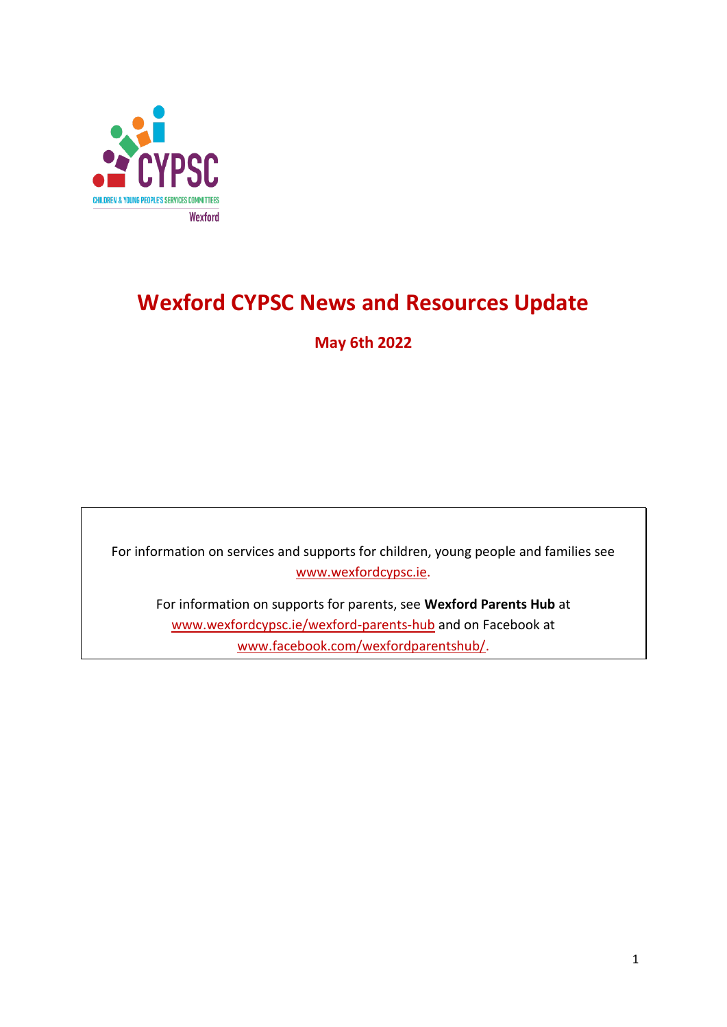# Wexford CYPSC News and Resources Update

**May 6th 2022**

For information on services and supports for children, young people and families see www.wexfordcypsc.ie.

For information on supports for parents, see **Wexford Parents Hub** at www.wexfordcypsc.ie/wexford-parents-hub and on Facebook at www.facebook.com/wexfordparentshub/.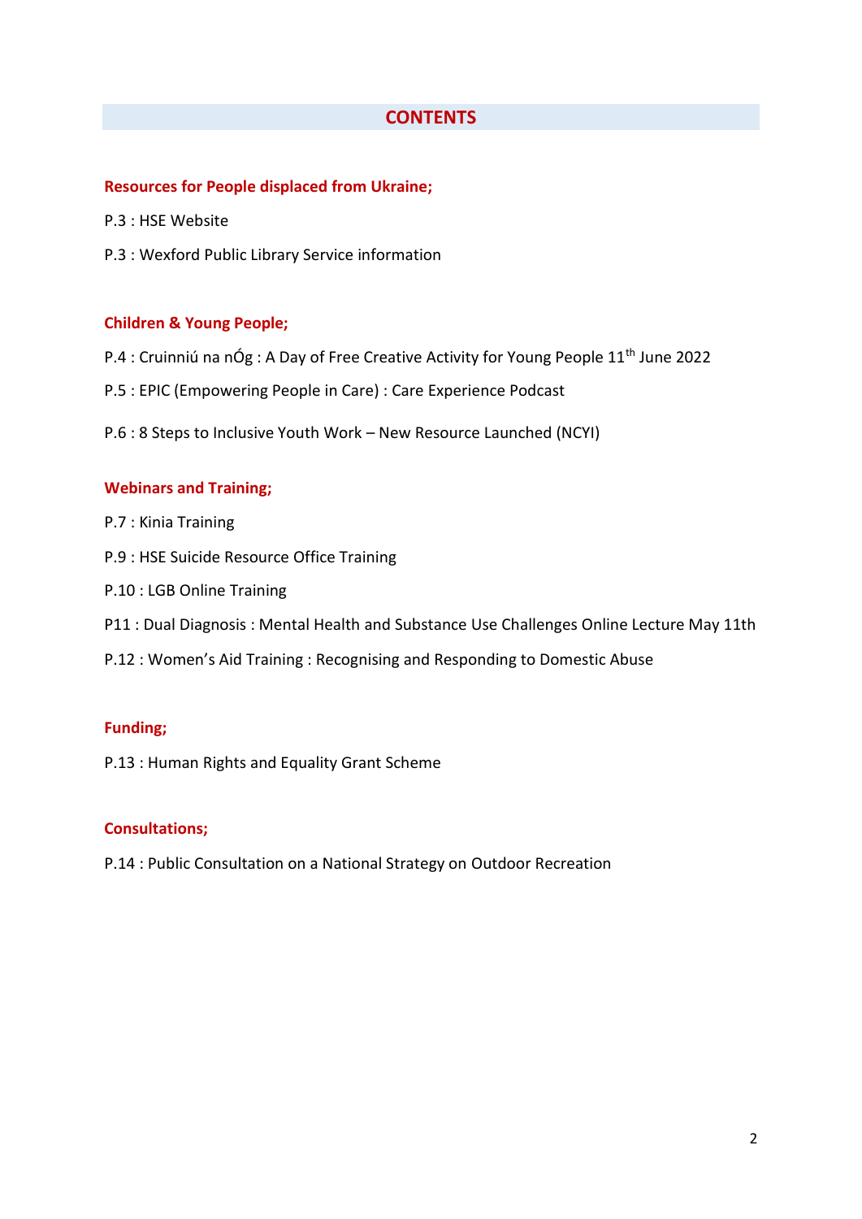## CONTENTS

**Resources for People displaced from Ukraine;**

P.3 : HSE Website

P.3 : Wexford Public Library Service information

**Children & Young People;**

P.4 : Cruinniú na nÓg : A Day of Free Creative Activity for Young People 11th June 2022

P.5 : EPIC (Empowering People in Care) : Care Experience Podcast

P.6 : 8 Steps to Inclusive Youth Work – New Resource Launched (NCYI)

**Webinars and Training;**

P.7 : Kinia Training

P.9 : HSE Suicide Resource Office Training

P.10 : LGB Online Training

P11 : Dual Diagnosis : Mental Health and Substance Use Challenges Online Lecture May 11th

P.12 : Women's Aid Training : Recognising and Responding to Domestic Abuse

**Funding;**

P.13 : Human Rights and Equality Grant Scheme

**Consultations;**

P.14 : Public Consultation on a National Strategy on Outdoor Recreation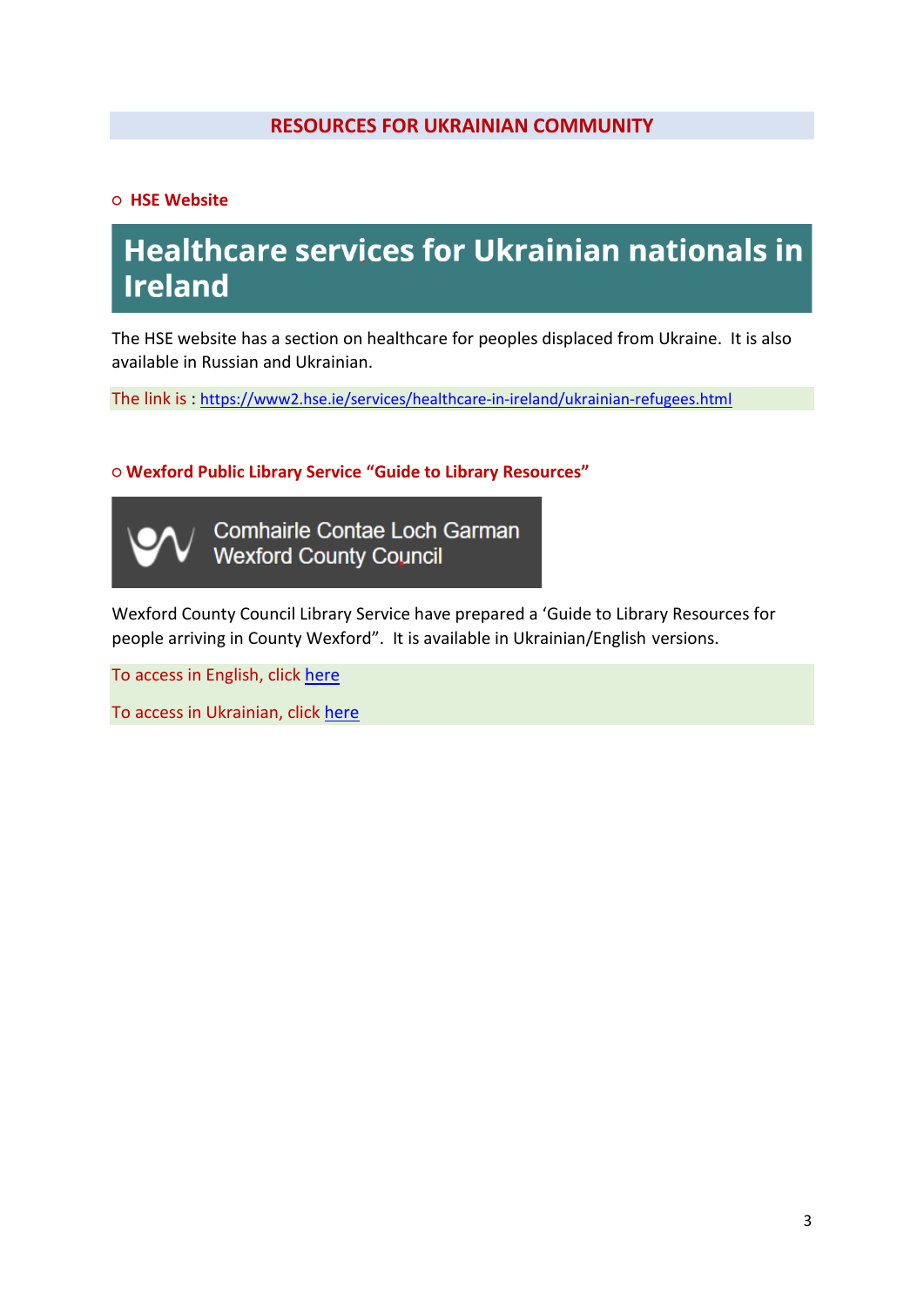## RESOURCES FOR UKRAINIAN COMMUNITY

○ **HSE Website**

# Healthcare services for Ukrainian nationals in Ireland

The HSE website has a section on healthcare for peoples displaced from Ukraine. It is also available in Russian and Ukrainian.

The link is : https://www2.hse.ie/services/healthcare-in-ireland/ukrainian-refugees.html

○ **Wexford Public Library Service "Guide to Library Resources"**

Comhairle Contae Loch Garman
Wexford County Council

Wexford County Council Library Service have prepared a 'Guide to Library Resources for people arriving in County Wexford". It is available in Ukrainian/English versions.

To access in English, click here

To access in Ukrainian, click here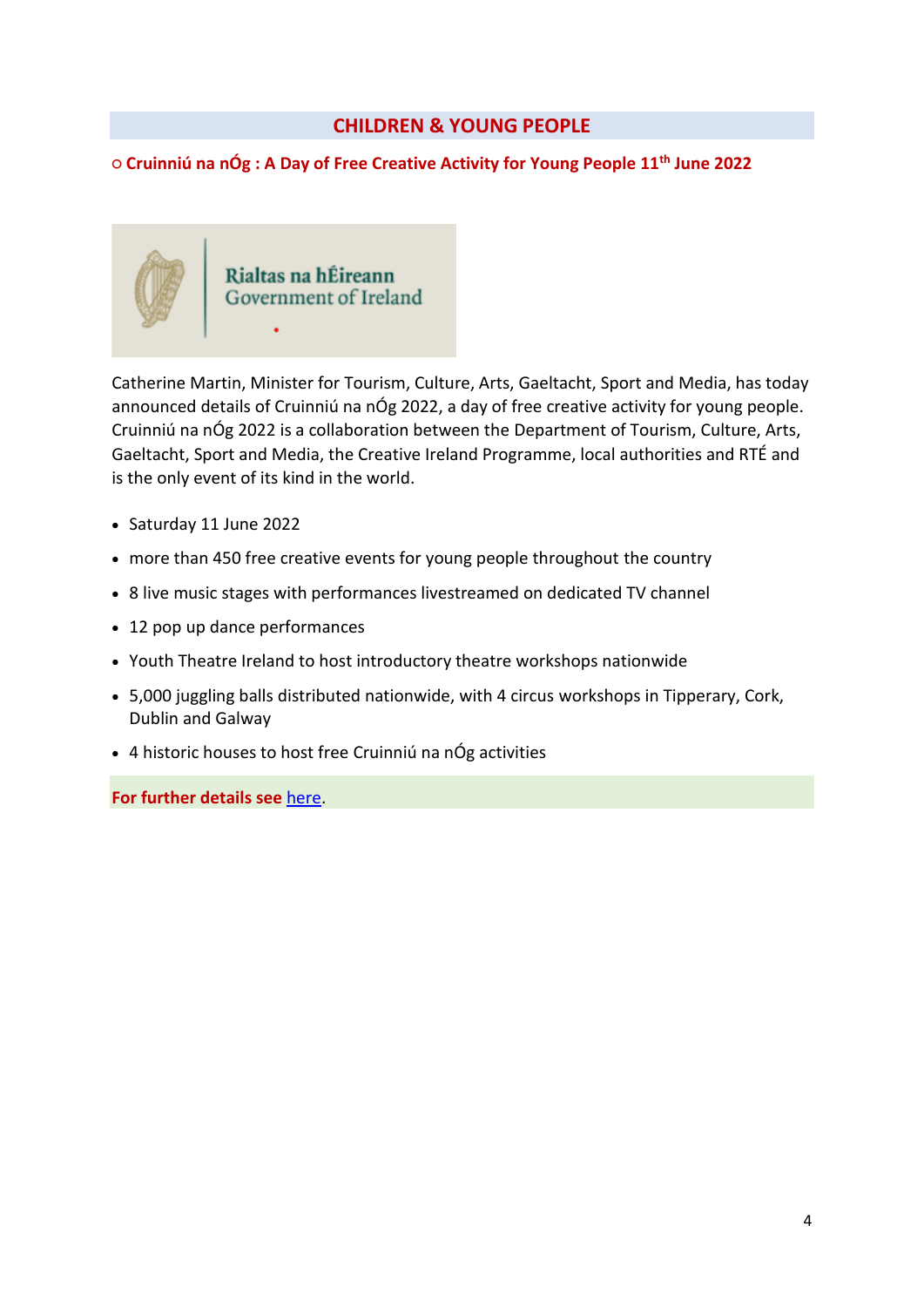## CHILDREN & YOUNG PEOPLE

### ○ Cruinniú na nÓg : A Day of Free Creative Activity for Young People 11th June 2022

Catherine Martin, Minister for Tourism, Culture, Arts, Gaeltacht, Sport and Media, has today announced details of Cruinniú na nÓg 2022, a day of free creative activity for young people. Cruinniú na nÓg 2022 is a collaboration between the Department of Tourism, Culture, Arts, Gaeltacht, Sport and Media, the Creative Ireland Programme, local authorities and RTÉ and is the only event of its kind in the world.

- Saturday 11 June 2022
- more than 450 free creative events for young people throughout the country
- 8 live music stages with performances livestreamed on dedicated TV channel
- 12 pop up dance performances
- Youth Theatre Ireland to host introductory theatre workshops nationwide
- 5,000 juggling balls distributed nationwide, with 4 circus workshops in Tipperary, Cork, Dublin and Galway
- 4 historic houses to host free Cruinniú na nÓg activities

**For further details see** here.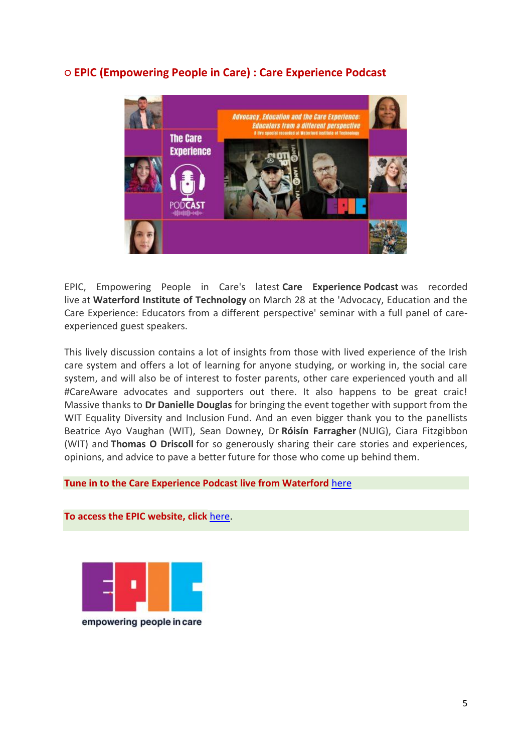## ○ EPIC (Empowering People in Care) : Care Experience Podcast

EPIC, Empowering People in Care's latest **Care Experience Podcast** was recorded live at **Waterford Institute of Technology** on March 28 at the 'Advocacy, Education and the Care Experience: Educators from a different perspective' seminar with a full panel of care-experienced guest speakers.

This lively discussion contains a lot of insights from those with lived experience of the Irish care system and offers a lot of learning for anyone studying, or working in, the social care system, and will also be of interest to foster parents, other care experienced youth and all #CareAware advocates and supporters out there. It also happens to be great craic! Massive thanks to **Dr Danielle Douglas** for bringing the event together with support from the WIT Equality Diversity and Inclusion Fund. And an even bigger thank you to the panellists Beatrice Ayo Vaughan (WIT), Sean Downey, Dr **Róisín Farragher** (NUIG), Ciara Fitzgibbon (WIT) and **Thomas O Driscoll** for so generously sharing their care stories and experiences, opinions, and advice to pave a better future for those who come up behind them.

**Tune in to the Care Experience Podcast live from Waterford** here

**To access the EPIC website, click** here.

empowering people in care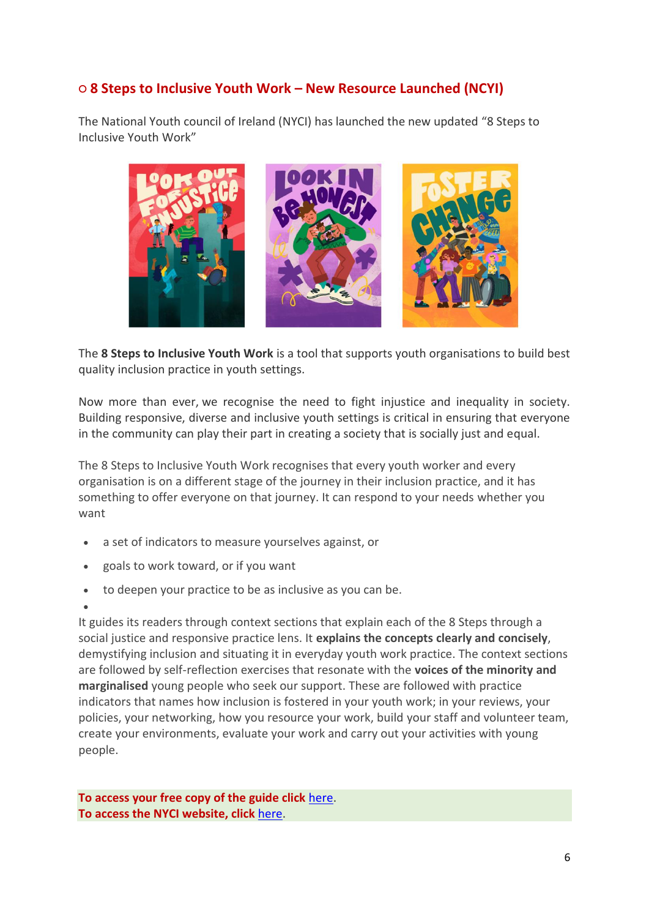## ○ 8 Steps to Inclusive Youth Work – New Resource Launched (NCYI)

The National Youth council of Ireland (NYCI) has launched the new updated "8 Steps to Inclusive Youth Work"

The **8 Steps to Inclusive Youth Work** is a tool that supports youth organisations to build best quality inclusion practice in youth settings.

Now more than ever, we recognise the need to fight injustice and inequality in society. Building responsive, diverse and inclusive youth settings is critical in ensuring that everyone in the community can play their part in creating a society that is socially just and equal.

The 8 Steps to Inclusive Youth Work recognises that every youth worker and every organisation is on a different stage of the journey in their inclusion practice, and it has something to offer everyone on that journey. It can respond to your needs whether you want

- a set of indicators to measure yourselves against, or
- goals to work toward, or if you want
- to deepen your practice to be as inclusive as you can be.

It guides its readers through context sections that explain each of the 8 Steps through a social justice and responsive practice lens. It **explains the concepts clearly and concisely**, demystifying inclusion and situating it in everyday youth work practice. The context sections are followed by self-reflection exercises that resonate with the **voices of the minority and marginalised** young people who seek our support. These are followed with practice indicators that names how inclusion is fostered in your youth work; in your reviews, your policies, your networking, how you resource your work, build your staff and volunteer team, create your environments, evaluate your work and carry out your activities with young people.

**To access your free copy of the guide click** here.
**To access the NYCI website, click** here.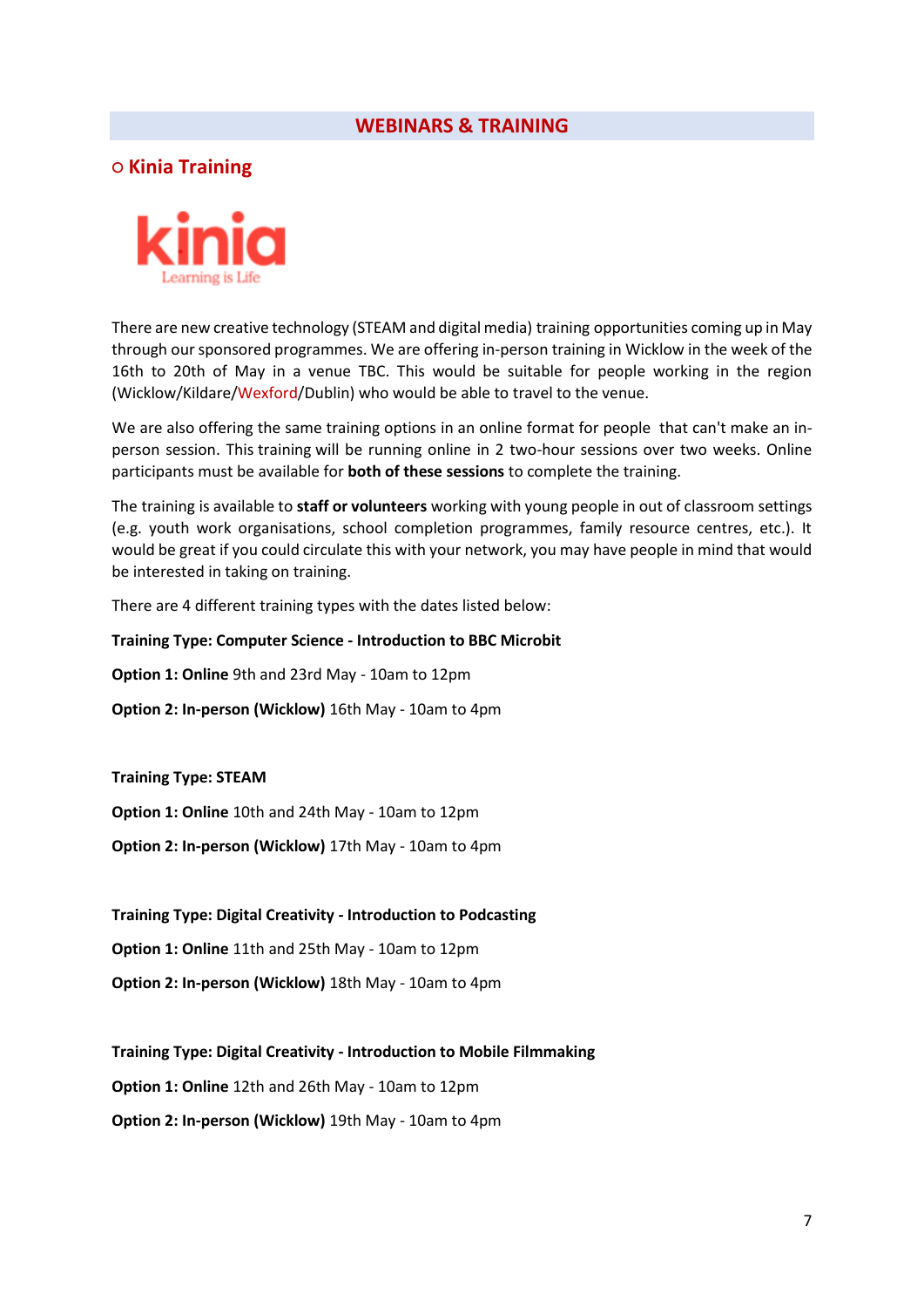## WEBINARS & TRAINING

### ○ Kinia Training

There are new creative technology (STEAM and digital media) training opportunities coming up in May through our sponsored programmes. We are offering in-person training in Wicklow in the week of the 16th to 20th of May in a venue TBC. This would be suitable for people working in the region (Wicklow/Kildare/Wexford/Dublin) who would be able to travel to the venue.

We are also offering the same training options in an online format for people that can't make an in-person session. This training will be running online in 2 two-hour sessions over two weeks. Online participants must be available for **both of these sessions** to complete the training.

The training is available to **staff or volunteers** working with young people in out of classroom settings (e.g. youth work organisations, school completion programmes, family resource centres, etc.). It would be great if you could circulate this with your network, you may have people in mind that would be interested in taking on training.

There are 4 different training types with the dates listed below:

**Training Type: Computer Science - Introduction to BBC Microbit**

**Option 1: Online** 9th and 23rd May - 10am to 12pm

**Option 2: In-person (Wicklow)** 16th May - 10am to 4pm

**Training Type: STEAM**

**Option 1: Online** 10th and 24th May - 10am to 12pm

**Option 2: In-person (Wicklow)** 17th May - 10am to 4pm

**Training Type: Digital Creativity - Introduction to Podcasting**

**Option 1: Online** 11th and 25th May - 10am to 12pm

**Option 2: In-person (Wicklow)** 18th May - 10am to 4pm

**Training Type: Digital Creativity - Introduction to Mobile Filmmaking**

**Option 1: Online** 12th and 26th May - 10am to 12pm

**Option 2: In-person (Wicklow)** 19th May - 10am to 4pm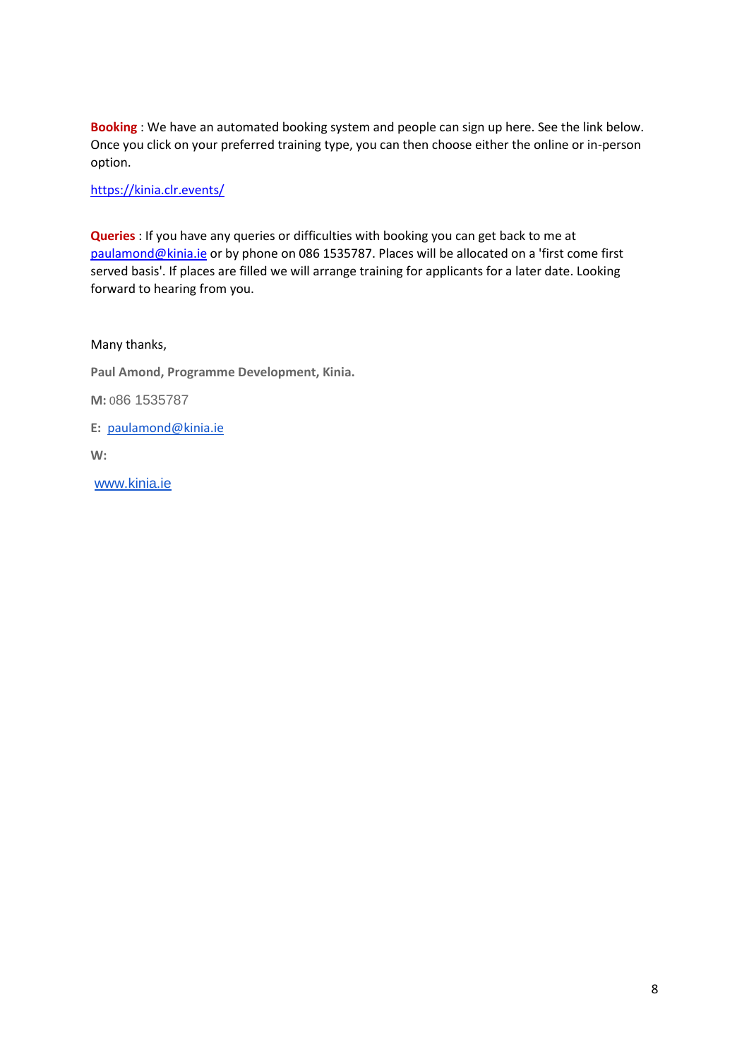**Booking** : We have an automated booking system and people can sign up here. See the link below. Once you click on your preferred training type, you can then choose either the online or in-person option.

https://kinia.clr.events/

**Queries** : If you have any queries or difficulties with booking you can get back to me at paulamond@kinia.ie or by phone on 086 1535787. Places will be allocated on a 'first come first served basis'. If places are filled we will arrange training for applicants for a later date. Looking forward to hearing from you.

Many thanks,

**Paul Amond, Programme Development, Kinia.**

**M:** 086 1535787

**E:** paulamond@kinia.ie

**W:**

www.kinia.ie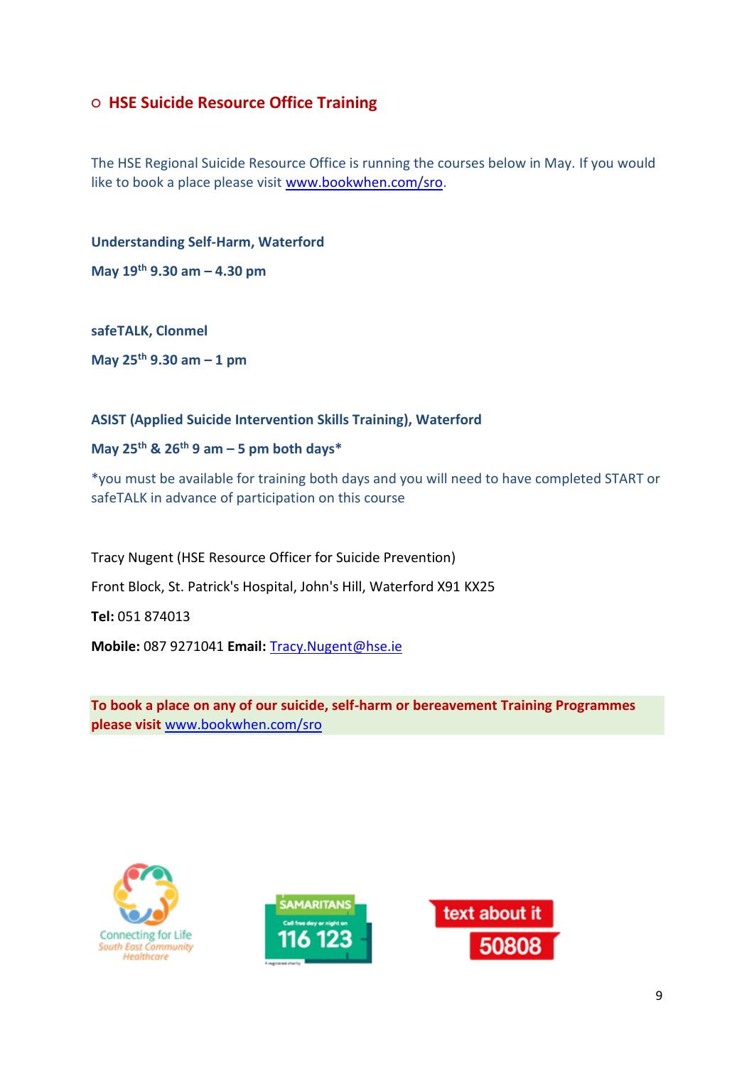## HSE Suicide Resource Office Training

The HSE Regional Suicide Resource Office is running the courses below in May. If you would like to book a place please visit www.bookwhen.com/sro.

**Understanding Self-Harm, Waterford**

**May 19th 9.30 am – 4.30 pm**

**safeTALK, Clonmel**

**May 25th 9.30 am – 1 pm**

**ASIST (Applied Suicide Intervention Skills Training), Waterford**

**May 25th & 26th 9 am – 5 pm both days***

*you must be available for training both days and you will need to have completed START or safeTALK in advance of participation on this course

Tracy Nugent (HSE Resource Officer for Suicide Prevention)

Front Block, St. Patrick's Hospital, John's Hill, Waterford X91 KX25

**Tel:** 051 874013

**Mobile:** 087 9271041 **Email:** Tracy.Nugent@hse.ie

**To book a place on any of our suicide, self-harm or bereavement Training Programmes please visit** www.bookwhen.com/sro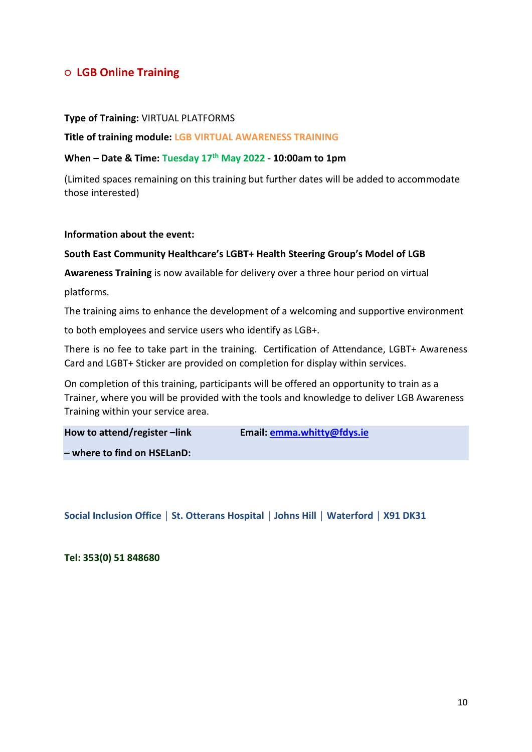- ## LGB Online Training

**Type of Training:** VIRTUAL PLATFORMS

**Title of training module:** LGB VIRTUAL AWARENESS TRAINING

**When – Date & Time:** Tuesday 17th May 2022 - **10:00am to 1pm**

(Limited spaces remaining on this training but further dates will be added to accommodate those interested)

**Information about the event:**

**South East Community Healthcare's LGBT+ Health Steering Group's Model of LGB Awareness Training** is now available for delivery over a three hour period on virtual platforms.

The training aims to enhance the development of a welcoming and supportive environment to both employees and service users who identify as LGB+.

There is no fee to take part in the training. Certification of Attendance, LGBT+ Awareness Card and LGBT+ Sticker are provided on completion for display within services.

On completion of this training, participants will be offered an opportunity to train as a Trainer, where you will be provided with the tools and knowledge to deliver LGB Awareness Training within your service area.

| **How to attend/register –link – where to find on HSELanD:** | **Email:** emma.whitty@fdys.ie |
| --- | --- |

**Social Inclusion Office | St. Otterans Hospital | Johns Hill | Waterford | X91 DK31**

**Tel: 353(0) 51 848680**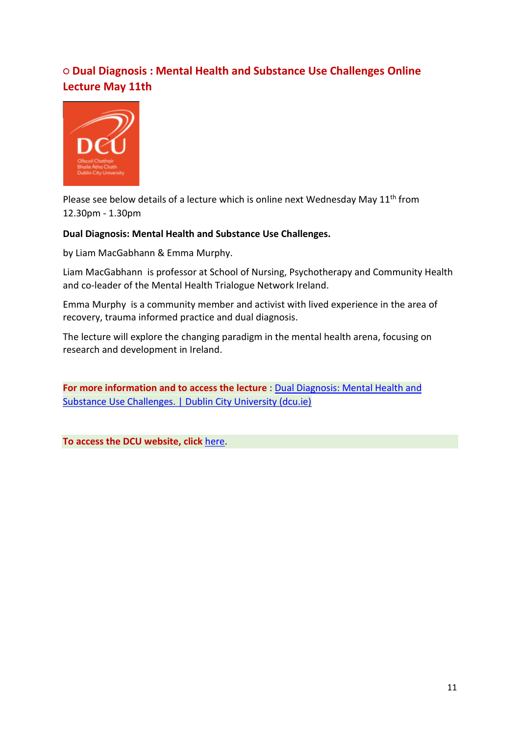## ○ Dual Diagnosis : Mental Health and Substance Use Challenges Online Lecture May 11th

Please see below details of a lecture which is online next Wednesday May 11th from 12.30pm - 1.30pm

**Dual Diagnosis: Mental Health and Substance Use Challenges.**

by Liam MacGabhann & Emma Murphy.

Liam MacGabhann is professor at School of Nursing, Psychotherapy and Community Health and co-leader of the Mental Health Trialogue Network Ireland.

Emma Murphy is a community member and activist with lived experience in the area of recovery, trauma informed practice and dual diagnosis.

The lecture will explore the changing paradigm in the mental health arena, focusing on research and development in Ireland.

**For more information and to access the lecture** : Dual Diagnosis: Mental Health and Substance Use Challenges. | Dublin City University (dcu.ie)

**To access the DCU website, click** here.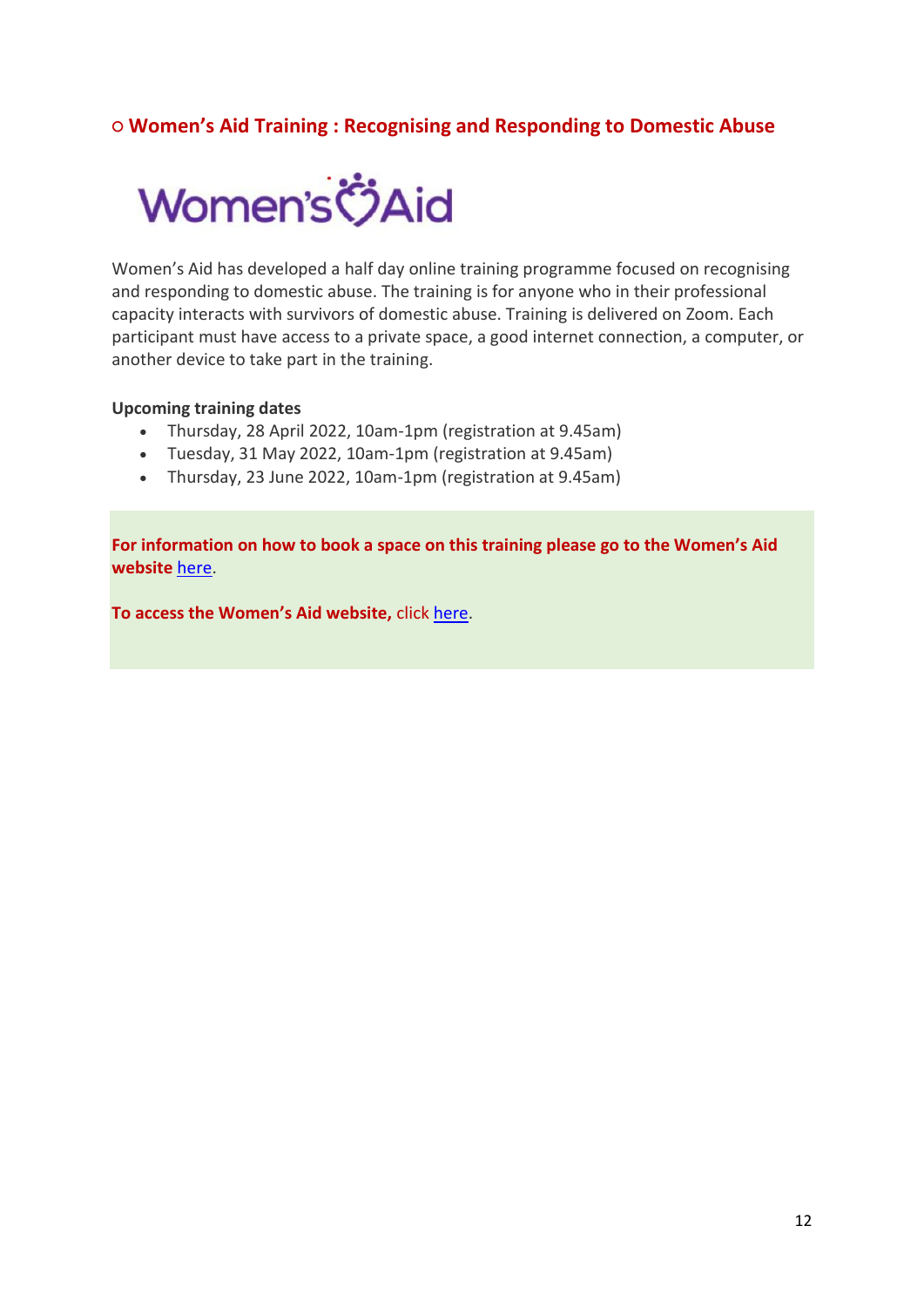## ○ Women's Aid Training : Recognising and Responding to Domestic Abuse

Women's Aid

Women's Aid has developed a half day online training programme focused on recognising and responding to domestic abuse. The training is for anyone who in their professional capacity interacts with survivors of domestic abuse. Training is delivered on Zoom. Each participant must have access to a private space, a good internet connection, a computer, or another device to take part in the training.

**Upcoming training dates**

- Thursday, 28 April 2022, 10am-1pm (registration at 9.45am)
- Tuesday, 31 May 2022, 10am-1pm (registration at 9.45am)
- Thursday, 23 June 2022, 10am-1pm (registration at 9.45am)

**For information on how to book a space on this training please go to the Women's Aid website** here.

**To access the Women's Aid website,** click here.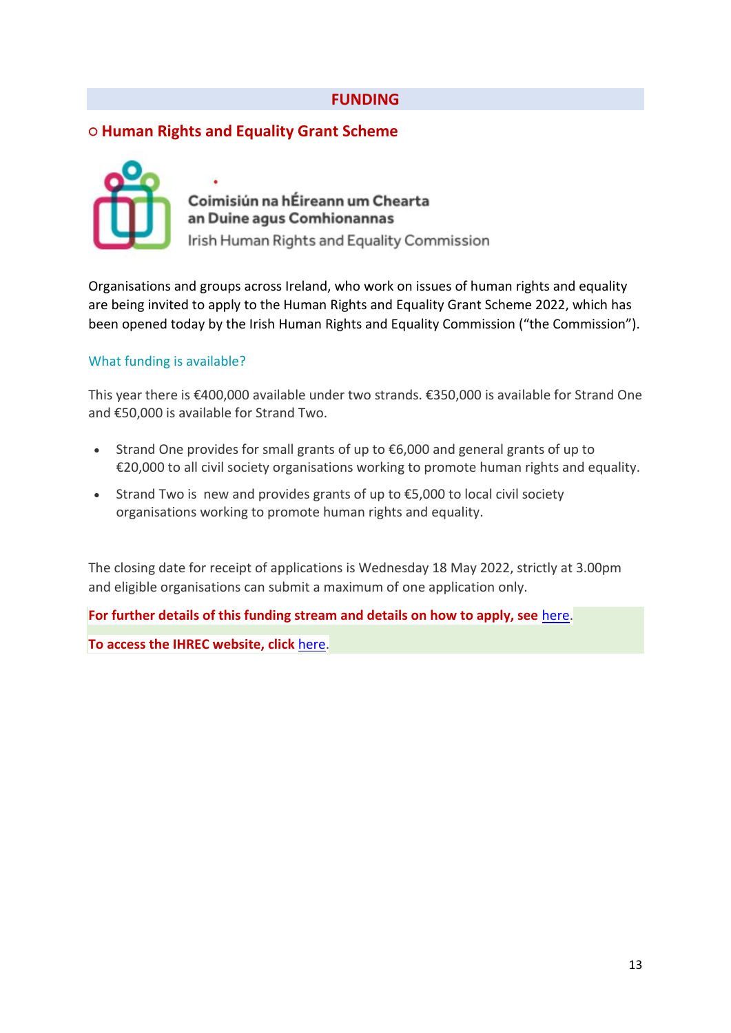## FUNDING

### ○ Human Rights and Equality Grant Scheme

Coimisiún na hÉireann um Chearta an Duine agus Comhionannas
Irish Human Rights and Equality Commission

Organisations and groups across Ireland, who work on issues of human rights and equality are being invited to apply to the Human Rights and Equality Grant Scheme 2022, which has been opened today by the Irish Human Rights and Equality Commission ("the Commission").

#### What funding is available?

This year there is €400,000 available under two strands. €350,000 is available for Strand One and €50,000 is available for Strand Two.

- Strand One provides for small grants of up to €6,000 and general grants of up to €20,000 to all civil society organisations working to promote human rights and equality.
- Strand Two is new and provides grants of up to €5,000 to local civil society organisations working to promote human rights and equality.

The closing date for receipt of applications is Wednesday 18 May 2022, strictly at 3.00pm and eligible organisations can submit a maximum of one application only.

**For further details of this funding stream and details on how to apply, see** here.

**To access the IHREC website, click** here.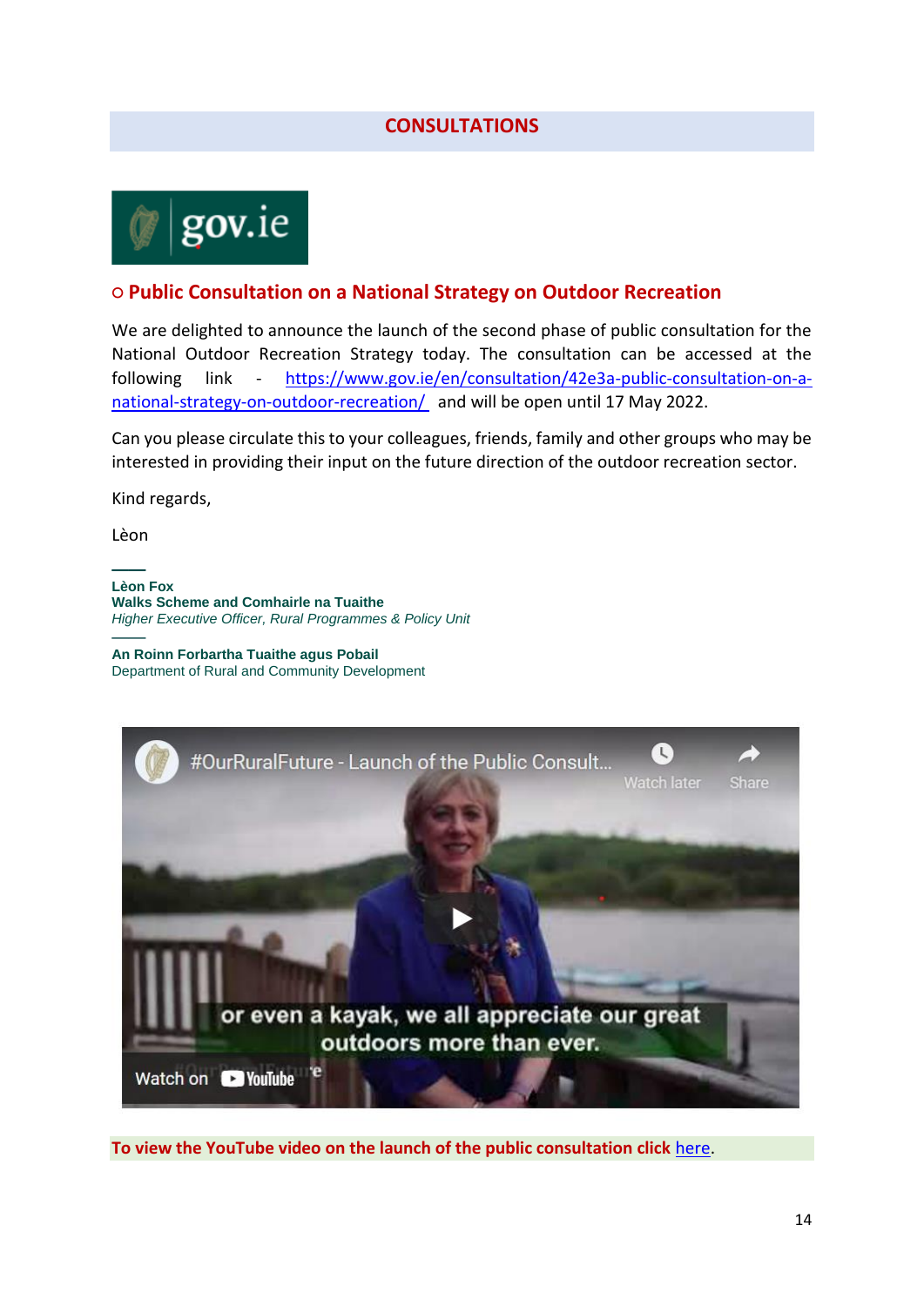## CONSULTATIONS

### ○ Public Consultation on a National Strategy on Outdoor Recreation

We are delighted to announce the launch of the second phase of public consultation for the National Outdoor Recreation Strategy today. The consultation can be accessed at the following link - https://www.gov.ie/en/consultation/42e3a-public-consultation-on-a-national-strategy-on-outdoor-recreation/ and will be open until 17 May 2022.

Can you please circulate this to your colleagues, friends, family and other groups who may be interested in providing their input on the future direction of the outdoor recreation sector.

Kind regards,

Lèon

**Lèon Fox**
**Walks Scheme and Comhairle na Tuaithe**
*Higher Executive Officer, Rural Programmes & Policy Unit*

**An Roinn Forbartha Tuaithe agus Pobail**
Department of Rural and Community Development

**To view the YouTube video on the launch of the public consultation click here.**